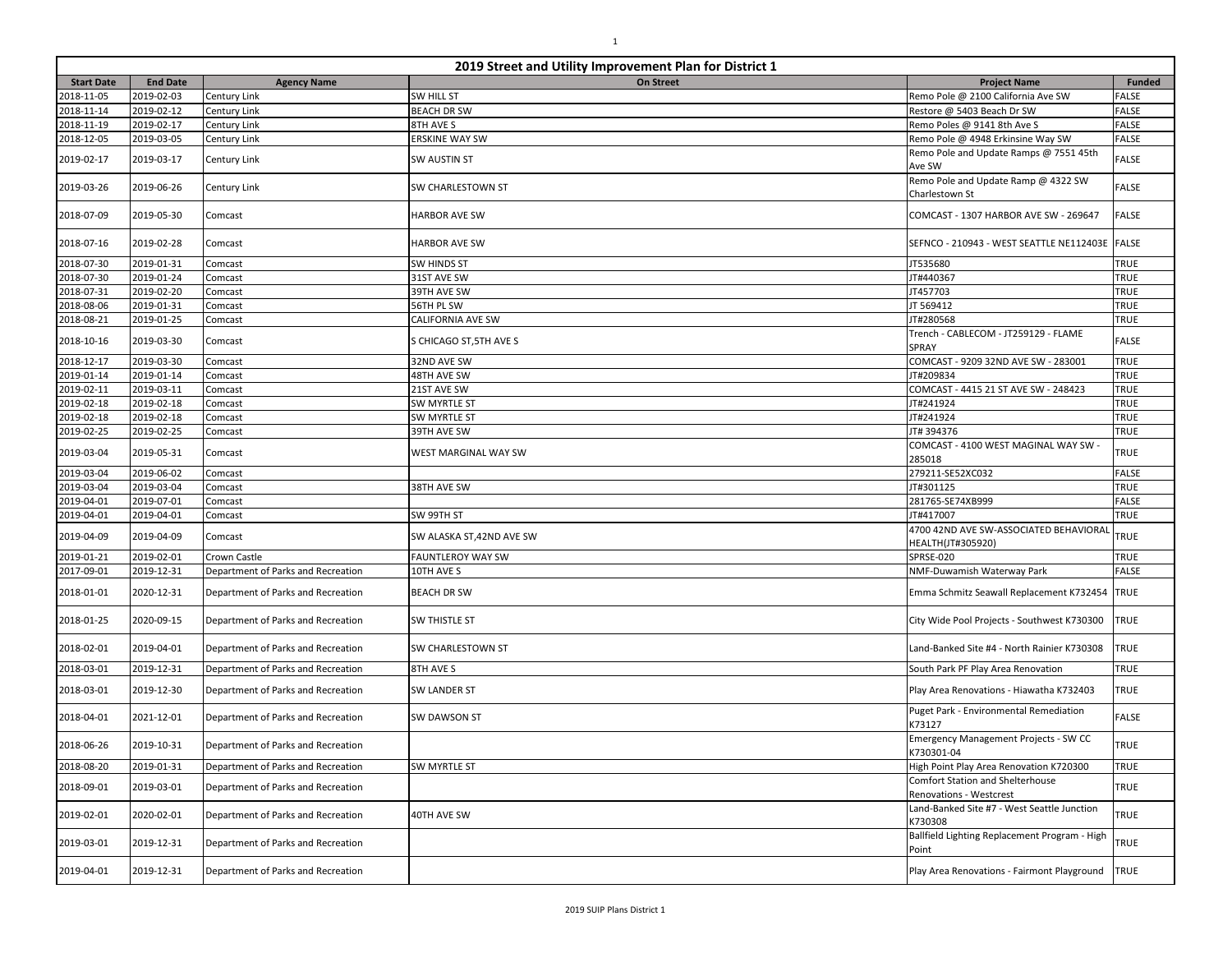| 2019 Street and Utility Improvement Plan for District 1 | | | | | |
|---|---|---|---|---|---|
| **Start Date** | **End Date** | **Agency Name** | **On Street** | **Project Name** | **Funded** |
| 2018-11-05 | 2019-02-03 | Century Link | SW HILL ST | Remo Pole @ 2100 California Ave SW | FALSE |
| 2018-11-14 | 2019-02-12 | Century Link | BEACH DR SW | Restore @ 5403 Beach Dr SW | FALSE |
| 2018-11-19 | 2019-02-17 | Century Link | 8TH AVE S | Remo Poles @ 9141 8th Ave S | FALSE |
| 2018-12-05 | 2019-03-05 | Century Link | ERSKINE WAY SW | Remo Pole @ 4948 Erkinsine Way SW | FALSE |
| 2019-02-17 | 2019-03-17 | Century Link | SW AUSTIN ST | Remo Pole and Update Ramps @ 7551 45th Ave SW | FALSE |
| 2019-03-26 | 2019-06-26 | Century Link | SW CHARLESTOWN ST | Remo Pole and Update Ramp @ 4322 SW Charlestown St | FALSE |
| 2018-07-09 | 2019-05-30 | Comcast | HARBOR AVE SW | COMCAST - 1307 HARBOR AVE SW - 269647 | FALSE |
| 2018-07-16 | 2019-02-28 | Comcast | HARBOR AVE SW | SEFNCO - 210943 - WEST SEATTLE NE112403E | FALSE |
| 2018-07-30 | 2019-01-31 | Comcast | SW HINDS ST | JT535680 | TRUE |
| 2018-07-30 | 2019-01-24 | Comcast | 31ST AVE SW | JT#440367 | TRUE |
| 2018-07-31 | 2019-02-20 | Comcast | 39TH AVE SW | JT457703 | TRUE |
| 2018-08-06 | 2019-01-31 | Comcast | 56TH PL SW | JT 569412 | TRUE |
| 2018-08-21 | 2019-01-25 | Comcast | CALIFORNIA AVE SW | JT#280568 | TRUE |
| 2018-10-16 | 2019-03-30 | Comcast | S CHICAGO ST,5TH AVE S | Trench - CABLECOM - JT259129 - FLAME SPRAY | FALSE |
| 2018-12-17 | 2019-03-30 | Comcast | 32ND AVE SW | COMCAST - 9209 32ND AVE SW - 283001 | TRUE |
| 2019-01-14 | 2019-01-14 | Comcast | 48TH AVE SW | JT#209834 | TRUE |
| 2019-02-11 | 2019-03-11 | Comcast | 21ST AVE SW | COMCAST - 4415 21 ST AVE SW - 248423 | TRUE |
| 2019-02-18 | 2019-02-18 | Comcast | SW MYRTLE ST | JT#241924 | TRUE |
| 2019-02-18 | 2019-02-18 | Comcast | SW MYRTLE ST | JT#241924 | TRUE |
| 2019-02-25 | 2019-02-25 | Comcast | 39TH AVE SW | JT# 394376 | TRUE |
| 2019-03-04 | 2019-05-31 | Comcast | WEST MARGINAL WAY SW | COMCAST - 4100 WEST MAGINAL WAY SW - 285018 | TRUE |
| 2019-03-04 | 2019-06-02 | Comcast | | 279211-SE52XC032 | FALSE |
| 2019-03-04 | 2019-03-04 | Comcast | 38TH AVE SW | JT#301125 | TRUE |
| 2019-04-01 | 2019-07-01 | Comcast | | 281765-SE74XB999 | FALSE |
| 2019-04-01 | 2019-04-01 | Comcast | SW 99TH ST | JT#417007 | TRUE |
| 2019-04-09 | 2019-04-09 | Comcast | SW ALASKA ST,42ND AVE SW | 4700 42ND AVE SW-ASSOCIATED BEHAVIORAL HEALTH(JT#305920) | TRUE |
| 2019-01-21 | 2019-02-01 | Crown Castle | FAUNTLEROY WAY SW | SPRSE-020 | TRUE |
| 2017-09-01 | 2019-12-31 | Department of Parks and Recreation | 10TH AVE S | NMF-Duwamish Waterway Park | FALSE |
| 2018-01-01 | 2020-12-31 | Department of Parks and Recreation | BEACH DR SW | Emma Schmitz Seawall Replacement K732454 | TRUE |
| 2018-01-25 | 2020-09-15 | Department of Parks and Recreation | SW THISTLE ST | City Wide Pool Projects - Southwest K730300 | TRUE |
| 2018-02-01 | 2019-04-01 | Department of Parks and Recreation | SW CHARLESTOWN ST | Land-Banked Site #4 - North Rainier K730308 | TRUE |
| 2018-03-01 | 2019-12-31 | Department of Parks and Recreation | 8TH AVE S | South Park PF Play Area Renovation | TRUE |
| 2018-03-01 | 2019-12-30 | Department of Parks and Recreation | SW LANDER ST | Play Area Renovations - Hiawatha K732403 | TRUE |
| 2018-04-01 | 2021-12-01 | Department of Parks and Recreation | SW DAWSON ST | Puget Park - Environmental Remediation K73127 | FALSE |
| 2018-06-26 | 2019-10-31 | Department of Parks and Recreation | | Emergency Management Projects - SW CC K730301-04 | TRUE |
| 2018-08-20 | 2019-01-31 | Department of Parks and Recreation | SW MYRTLE ST | High Point Play Area Renovation K720300 | TRUE |
| 2018-09-01 | 2019-03-01 | Department of Parks and Recreation | | Comfort Station and Shelterhouse Renovations - Westcrest | TRUE |
| 2019-02-01 | 2020-02-01 | Department of Parks and Recreation | 40TH AVE SW | Land-Banked Site #7 - West Seattle Junction K730308 | TRUE |
| 2019-03-01 | 2019-12-31 | Department of Parks and Recreation | | Ballfield Lighting Replacement Program - High Point | TRUE |
| 2019-04-01 | 2019-12-31 | Department of Parks and Recreation | | Play Area Renovations - Fairmont Playground | TRUE |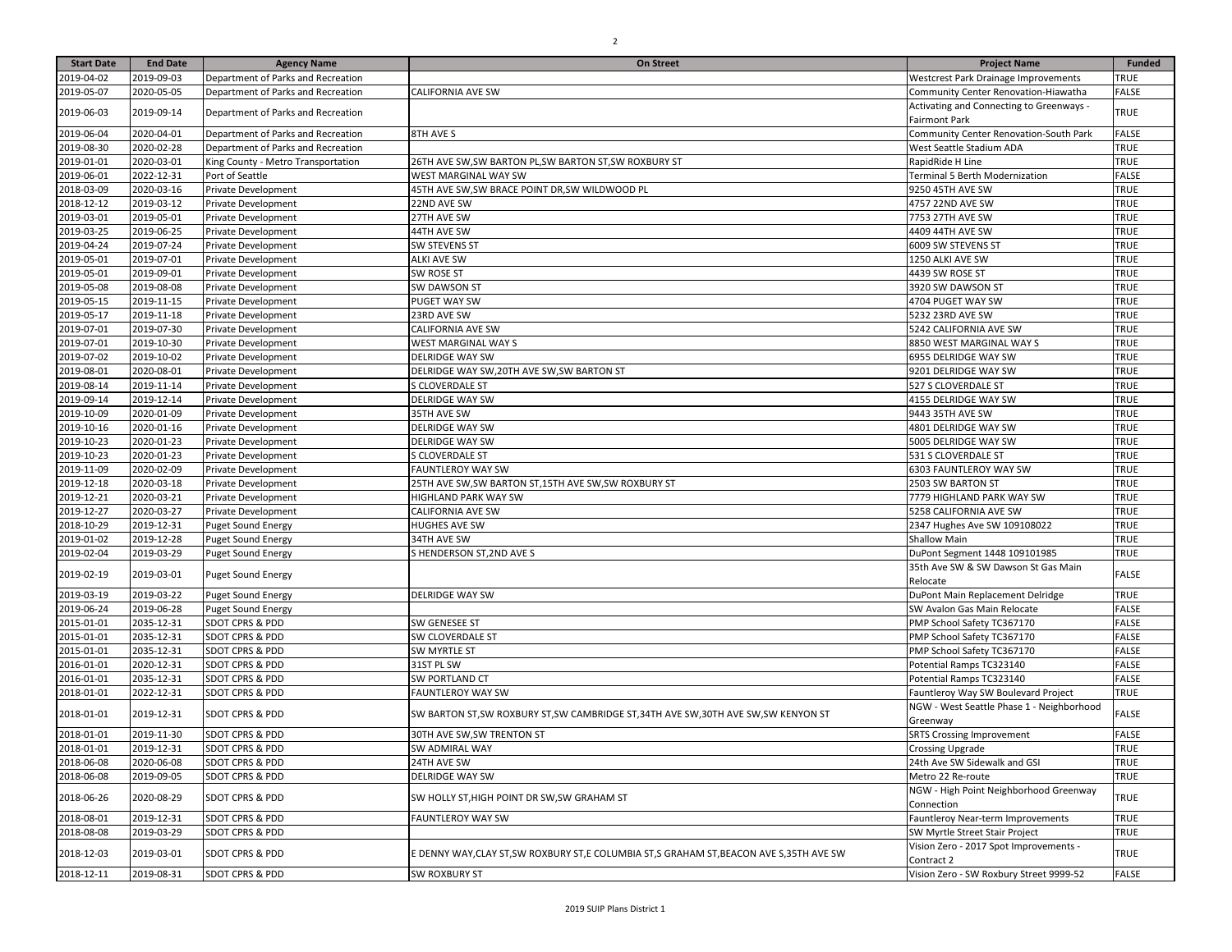| Start Date | End Date | Agency Name | On Street | Project Name | Funded |
|---|---|---|---|---|---|
| 2019-04-02 | 2019-09-03 | Department of Parks and Recreation | | Westcrest Park Drainage Improvements | TRUE |
| 2019-05-07 | 2020-05-05 | Department of Parks and Recreation | CALIFORNIA AVE SW | Community Center Renovation-Hiawatha | FALSE |
| 2019-06-03 | 2019-09-14 | Department of Parks and Recreation | | Activating and Connecting to Greenways - Fairmont Park | TRUE |
| 2019-06-04 | 2020-04-01 | Department of Parks and Recreation | 8TH AVE S | Community Center Renovation-South Park | FALSE |
| 2019-08-30 | 2020-02-28 | Department of Parks and Recreation | | West Seattle Stadium ADA | TRUE |
| 2019-01-01 | 2020-03-01 | King County - Metro Transportation | 26TH AVE SW,SW BARTON PL,SW BARTON ST,SW ROXBURY ST | RapidRide H Line | TRUE |
| 2019-06-01 | 2022-12-31 | Port of Seattle | WEST MARGINAL WAY SW | Terminal 5 Berth Modernization | FALSE |
| 2018-03-09 | 2020-03-16 | Private Development | 45TH AVE SW,SW BRACE POINT DR,SW WILDWOOD PL | 9250 45TH AVE SW | TRUE |
| 2018-12-12 | 2019-03-12 | Private Development | 22ND AVE SW | 4757 22ND AVE SW | TRUE |
| 2019-03-01 | 2019-05-01 | Private Development | 27TH AVE SW | 7753 27TH AVE SW | TRUE |
| 2019-03-25 | 2019-06-25 | Private Development | 44TH AVE SW | 4409 44TH AVE SW | TRUE |
| 2019-04-24 | 2019-07-24 | Private Development | SW STEVENS ST | 6009 SW STEVENS ST | TRUE |
| 2019-05-01 | 2019-07-01 | Private Development | ALKI AVE SW | 1250 ALKI AVE SW | TRUE |
| 2019-05-01 | 2019-09-01 | Private Development | SW ROSE ST | 4439 SW ROSE ST | TRUE |
| 2019-05-08 | 2019-08-08 | Private Development | SW DAWSON ST | 3920 SW DAWSON ST | TRUE |
| 2019-05-15 | 2019-11-15 | Private Development | PUGET WAY SW | 4704 PUGET WAY SW | TRUE |
| 2019-05-17 | 2019-11-18 | Private Development | 23RD AVE SW | 5232 23RD AVE SW | TRUE |
| 2019-07-01 | 2019-07-30 | Private Development | CALIFORNIA AVE SW | 5242 CALIFORNIA AVE SW | TRUE |
| 2019-07-01 | 2019-10-30 | Private Development | WEST MARGINAL WAY S | 8850 WEST MARGINAL WAY S | TRUE |
| 2019-07-02 | 2019-10-02 | Private Development | DELRIDGE WAY SW | 6955 DELRIDGE WAY SW | TRUE |
| 2019-08-01 | 2020-08-01 | Private Development | DELRIDGE WAY SW,20TH AVE SW,SW BARTON ST | 9201 DELRIDGE WAY SW | TRUE |
| 2019-08-14 | 2019-11-14 | Private Development | S CLOVERDALE ST | 527 S CLOVERDALE ST | TRUE |
| 2019-09-14 | 2019-12-14 | Private Development | DELRIDGE WAY SW | 4155 DELRIDGE WAY SW | TRUE |
| 2019-10-09 | 2020-01-09 | Private Development | 35TH AVE SW | 9443 35TH AVE SW | TRUE |
| 2019-10-16 | 2020-01-16 | Private Development | DELRIDGE WAY SW | 4801 DELRIDGE WAY SW | TRUE |
| 2019-10-23 | 2020-01-23 | Private Development | DELRIDGE WAY SW | 5005 DELRIDGE WAY SW | TRUE |
| 2019-10-23 | 2020-01-23 | Private Development | S CLOVERDALE ST | 531 S CLOVERDALE ST | TRUE |
| 2019-11-09 | 2020-02-09 | Private Development | FAUNTLEROY WAY SW | 6303 FAUNTLEROY WAY SW | TRUE |
| 2019-12-18 | 2020-03-18 | Private Development | 25TH AVE SW,SW BARTON ST,15TH AVE SW,SW ROXBURY ST | 2503 SW BARTON ST | TRUE |
| 2019-12-21 | 2020-03-21 | Private Development | HIGHLAND PARK WAY SW | 7779 HIGHLAND PARK WAY SW | TRUE |
| 2019-12-27 | 2020-03-27 | Private Development | CALIFORNIA AVE SW | 5258 CALIFORNIA AVE SW | TRUE |
| 2018-10-29 | 2019-12-31 | Puget Sound Energy | HUGHES AVE SW | 2347 Hughes Ave SW 109108022 | TRUE |
| 2019-01-02 | 2019-12-28 | Puget Sound Energy | 34TH AVE SW | Shallow Main | TRUE |
| 2019-02-04 | 2019-03-29 | Puget Sound Energy | S HENDERSON ST,2ND AVE S | DuPont Segment 1448 109101985 | TRUE |
| 2019-02-19 | 2019-03-01 | Puget Sound Energy | | 35th Ave SW & SW Dawson St Gas Main Relocate | FALSE |
| 2019-03-19 | 2019-03-22 | Puget Sound Energy | DELRIDGE WAY SW | DuPont Main Replacement Delridge | TRUE |
| 2019-06-24 | 2019-06-28 | Puget Sound Energy | | SW Avalon Gas Main Relocate | FALSE |
| 2015-01-01 | 2035-12-31 | SDOT CPRS & PDD | SW GENESEE ST | PMP School Safety TC367170 | FALSE |
| 2015-01-01 | 2035-12-31 | SDOT CPRS & PDD | SW CLOVERDALE ST | PMP School Safety TC367170 | FALSE |
| 2015-01-01 | 2035-12-31 | SDOT CPRS & PDD | SW MYRTLE ST | PMP School Safety TC367170 | FALSE |
| 2016-01-01 | 2020-12-31 | SDOT CPRS & PDD | 31ST PL SW | Potential Ramps TC323140 | FALSE |
| 2016-01-01 | 2035-12-31 | SDOT CPRS & PDD | SW PORTLAND CT | Potential Ramps TC323140 | FALSE |
| 2018-01-01 | 2022-12-31 | SDOT CPRS & PDD | FAUNTLEROY WAY SW | Fauntleroy Way SW Boulevard Project | TRUE |
| 2018-01-01 | 2019-12-31 | SDOT CPRS & PDD | SW BARTON ST,SW ROXBURY ST,SW CAMBRIDGE ST,34TH AVE SW,30TH AVE SW,SW KENYON ST | NGW - West Seattle Phase 1 - Neighborhood Greenway | FALSE |
| 2018-01-01 | 2019-11-30 | SDOT CPRS & PDD | 30TH AVE SW,SW TRENTON ST | SRTS Crossing Improvement | FALSE |
| 2018-01-01 | 2019-12-31 | SDOT CPRS & PDD | SW ADMIRAL WAY | Crossing Upgrade | TRUE |
| 2018-06-08 | 2020-06-08 | SDOT CPRS & PDD | 24TH AVE SW | 24th Ave SW Sidewalk and GSI | TRUE |
| 2018-06-08 | 2019-09-05 | SDOT CPRS & PDD | DELRIDGE WAY SW | Metro 22 Re-route | TRUE |
| 2018-06-26 | 2020-08-29 | SDOT CPRS & PDD | SW HOLLY ST,HIGH POINT DR SW,SW GRAHAM ST | NGW - High Point Neighborhood Greenway Connection | TRUE |
| 2018-08-01 | 2019-12-31 | SDOT CPRS & PDD | FAUNTLEROY WAY SW | Fauntleroy Near-term Improvements | TRUE |
| 2018-08-08 | 2019-03-29 | SDOT CPRS & PDD | | SW Myrtle Street Stair Project | TRUE |
| 2018-12-03 | 2019-03-01 | SDOT CPRS & PDD | E DENNY WAY,CLAY ST,SW ROXBURY ST,E COLUMBIA ST,S GRAHAM ST,BEACON AVE S,35TH AVE SW | Vision Zero - 2017 Spot Improvements - Contract 2 | TRUE |
| 2018-12-11 | 2019-08-31 | SDOT CPRS & PDD | SW ROXBURY ST | Vision Zero - SW Roxbury Street 9999-52 | FALSE |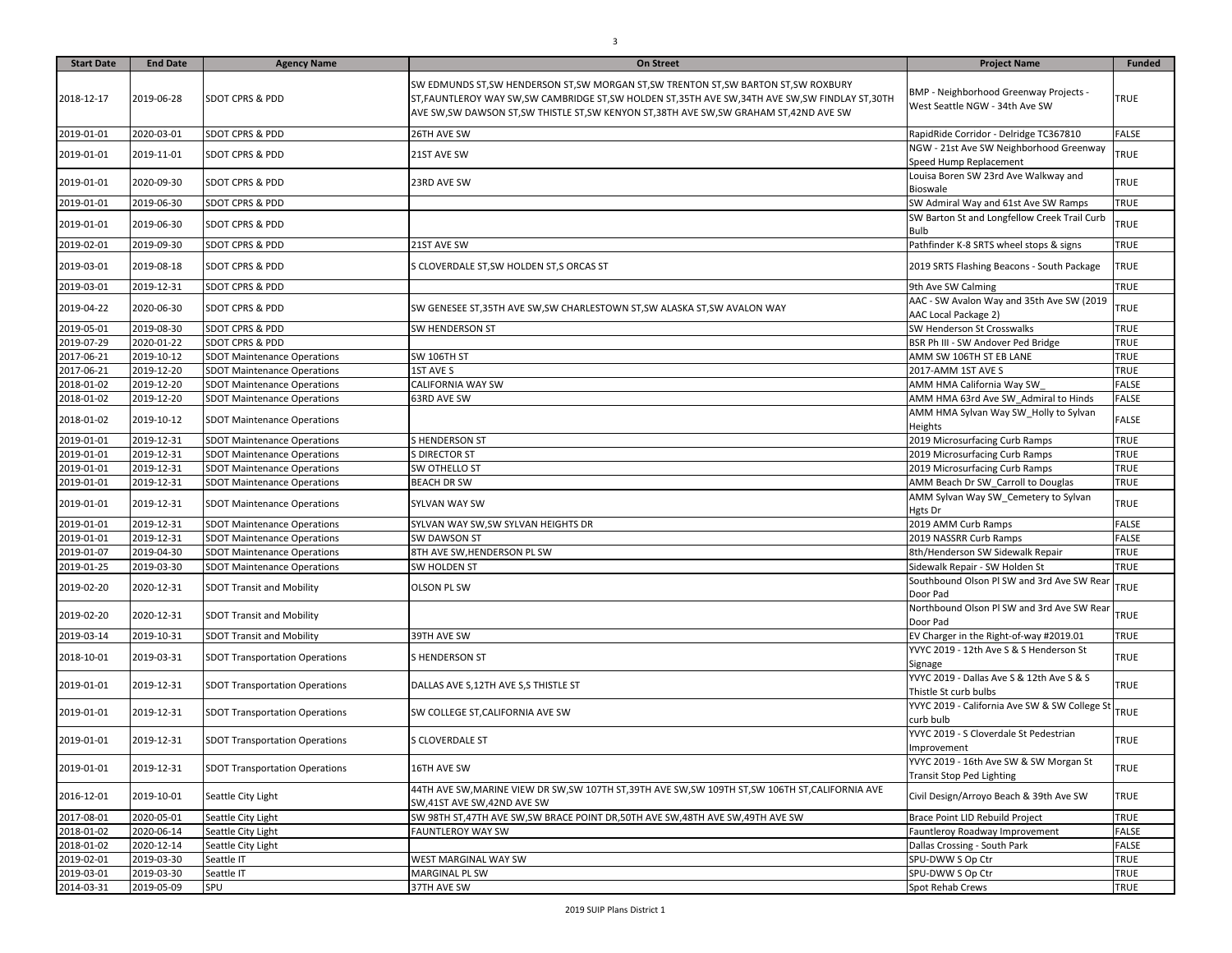| Start Date | End Date | Agency Name | On Street | Project Name | Funded |
|---|---|---|---|---|---|
| 2018-12-17 | 2019-06-28 | SDOT CPRS & PDD | SW EDMUNDS ST,SW HENDERSON ST,SW MORGAN ST,SW TRENTON ST,SW BARTON ST,SW ROXBURY ST,FAUNTLEROY WAY SW,SW CAMBRIDGE ST,SW HOLDEN ST,35TH AVE SW,34TH AVE SW,SW FINDLAY ST,30TH AVE SW,SW DAWSON ST,SW THISTLE ST,SW KENYON ST,38TH AVE SW,SW GRAHAM ST,42ND AVE SW | BMP - Neighborhood Greenway Projects - West Seattle NGW - 34th Ave SW | TRUE |
| 2019-01-01 | 2020-03-01 | SDOT CPRS & PDD | 26TH AVE SW | RapidRide Corridor - Delridge TC367810 | FALSE |
| 2019-01-01 | 2019-11-01 | SDOT CPRS & PDD | 21ST AVE SW | NGW - 21st Ave SW Neighborhood Greenway Speed Hump Replacement | TRUE |
| 2019-01-01 | 2020-09-30 | SDOT CPRS & PDD | 23RD AVE SW | Louisa Boren SW 23rd Ave Walkway and Bioswale | TRUE |
| 2019-01-01 | 2019-06-30 | SDOT CPRS & PDD | | SW Admiral Way and 61st Ave SW Ramps | TRUE |
| 2019-01-01 | 2019-06-30 | SDOT CPRS & PDD | | SW Barton St and Longfellow Creek Trail Curb Bulb | TRUE |
| 2019-02-01 | 2019-09-30 | SDOT CPRS & PDD | 21ST AVE SW | Pathfinder K-8 SRTS wheel stops & signs | TRUE |
| 2019-03-01 | 2019-08-18 | SDOT CPRS & PDD | S CLOVERDALE ST,SW HOLDEN ST,S ORCAS ST | 2019 SRTS Flashing Beacons - South Package | TRUE |
| 2019-03-01 | 2019-12-31 | SDOT CPRS & PDD | | 9th Ave SW Calming | TRUE |
| 2019-04-22 | 2020-06-30 | SDOT CPRS & PDD | SW GENESEE ST,35TH AVE SW,SW CHARLESTOWN ST,SW ALASKA ST,SW AVALON WAY | AAC - SW Avalon Way and 35th Ave SW (2019 AAC Local Package 2) | TRUE |
| 2019-05-01 | 2019-08-30 | SDOT CPRS & PDD | SW HENDERSON ST | SW Henderson St Crosswalks | TRUE |
| 2019-07-29 | 2020-01-22 | SDOT CPRS & PDD | | BSR Ph III - SW Andover Ped Bridge | TRUE |
| 2017-06-21 | 2019-10-12 | SDOT Maintenance Operations | SW 106TH ST | AMM SW 106TH ST EB LANE | TRUE |
| 2017-06-21 | 2019-12-20 | SDOT Maintenance Operations | 1ST AVE S | 2017-AMM 1ST AVE S | TRUE |
| 2018-01-02 | 2019-12-20 | SDOT Maintenance Operations | CALIFORNIA WAY SW | AMM HMA California Way SW_ | FALSE |
| 2018-01-02 | 2019-12-20 | SDOT Maintenance Operations | 63RD AVE SW | AMM HMA 63rd Ave SW_Admiral to Hinds | FALSE |
| 2018-01-02 | 2019-10-12 | SDOT Maintenance Operations | | AMM HMA Sylvan Way SW_Holly to Sylvan Heights | FALSE |
| 2019-01-01 | 2019-12-31 | SDOT Maintenance Operations | S HENDERSON ST | 2019 Microsurfacing Curb Ramps | TRUE |
| 2019-01-01 | 2019-12-31 | SDOT Maintenance Operations | S DIRECTOR ST | 2019 Microsurfacing Curb Ramps | TRUE |
| 2019-01-01 | 2019-12-31 | SDOT Maintenance Operations | SW OTHELLO ST | 2019 Microsurfacing Curb Ramps | TRUE |
| 2019-01-01 | 2019-12-31 | SDOT Maintenance Operations | BEACH DR SW | AMM Beach Dr SW_Carroll to Douglas | TRUE |
| 2019-01-01 | 2019-12-31 | SDOT Maintenance Operations | SYLVAN WAY SW | AMM Sylvan Way SW_Cemetery to Sylvan Hgts Dr | TRUE |
| 2019-01-01 | 2019-12-31 | SDOT Maintenance Operations | SYLVAN WAY SW,SW SYLVAN HEIGHTS DR | 2019 AMM Curb Ramps | FALSE |
| 2019-01-01 | 2019-12-31 | SDOT Maintenance Operations | SW DAWSON ST | 2019 NASSRR Curb Ramps | FALSE |
| 2019-01-07 | 2019-04-30 | SDOT Maintenance Operations | 8TH AVE SW,HENDERSON PL SW | 8th/Henderson SW Sidewalk Repair | TRUE |
| 2019-01-25 | 2019-03-30 | SDOT Maintenance Operations | SW HOLDEN ST | Sidewalk Repair - SW Holden St | TRUE |
| 2019-02-20 | 2020-12-31 | SDOT Transit and Mobility | OLSON PL SW | Southbound Olson Pl SW and 3rd Ave SW Rear Door Pad | TRUE |
| 2019-02-20 | 2020-12-31 | SDOT Transit and Mobility | | Northbound Olson Pl SW and 3rd Ave SW Rear Door Pad | TRUE |
| 2019-03-14 | 2019-10-31 | SDOT Transit and Mobility | 39TH AVE SW | EV Charger in the Right-of-way #2019.01 | TRUE |
| 2018-10-01 | 2019-03-31 | SDOT Transportation Operations | S HENDERSON ST | YVYC 2019 - 12th Ave S & S Henderson St Signage | TRUE |
| 2019-01-01 | 2019-12-31 | SDOT Transportation Operations | DALLAS AVE S,12TH AVE S,S THISTLE ST | YVYC 2019 - Dallas Ave S & 12th Ave S & S Thistle St curb bulbs | TRUE |
| 2019-01-01 | 2019-12-31 | SDOT Transportation Operations | SW COLLEGE ST,CALIFORNIA AVE SW | YVYC 2019 - California Ave SW & SW College St curb bulb | TRUE |
| 2019-01-01 | 2019-12-31 | SDOT Transportation Operations | S CLOVERDALE ST | YVYC 2019 - S Cloverdale St Pedestrian Improvement | TRUE |
| 2019-01-01 | 2019-12-31 | SDOT Transportation Operations | 16TH AVE SW | YVYC 2019 - 16th Ave SW & SW Morgan St Transit Stop Ped Lighting | TRUE |
| 2016-12-01 | 2019-10-01 | Seattle City Light | 44TH AVE SW,MARINE VIEW DR SW,SW 107TH ST,39TH AVE SW,SW 109TH ST,SW 106TH ST,CALIFORNIA AVE SW,41ST AVE SW,42ND AVE SW | Civil Design/Arroyo Beach & 39th Ave SW | TRUE |
| 2017-08-01 | 2020-05-01 | Seattle City Light | SW 98TH ST,47TH AVE SW,SW BRACE POINT DR,50TH AVE SW,48TH AVE SW,49TH AVE SW | Brace Point LID Rebuild Project | TRUE |
| 2018-01-02 | 2020-06-14 | Seattle City Light | FAUNTLEROY WAY SW | Fauntleroy Roadway Improvement | FALSE |
| 2018-01-02 | 2020-12-14 | Seattle City Light | | Dallas Crossing - South Park | FALSE |
| 2019-02-01 | 2019-03-30 | Seattle IT | WEST MARGINAL WAY SW | SPU-DWW S Op Ctr | TRUE |
| 2019-03-01 | 2019-03-30 | Seattle IT | MARGINAL PL SW | SPU-DWW S Op Ctr | TRUE |
| 2014-03-31 | 2019-05-09 | SPU | 37TH AVE SW | Spot Rehab Crews | TRUE |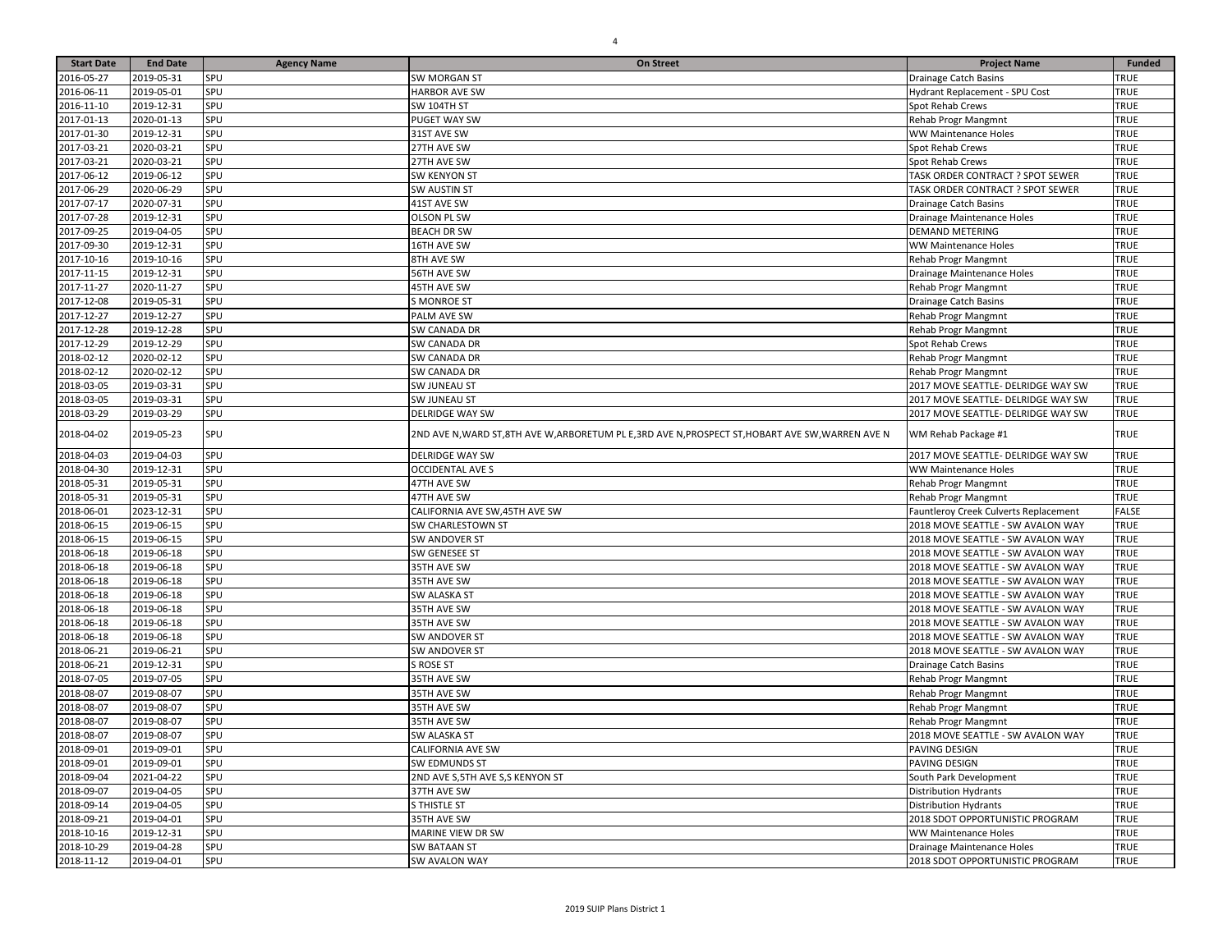| Start Date | End Date | Agency Name | On Street | Project Name | Funded |
|---|---|---|---|---|---|
| 2016-05-27 | 2019-05-31 | SPU | SW MORGAN ST | Drainage Catch Basins | TRUE |
| 2016-06-11 | 2019-05-01 | SPU | HARBOR AVE SW | Hydrant Replacement - SPU Cost | TRUE |
| 2016-11-10 | 2019-12-31 | SPU | SW 104TH ST | Spot Rehab Crews | TRUE |
| 2017-01-13 | 2020-01-13 | SPU | PUGET WAY SW | Rehab Progr Mangmnt | TRUE |
| 2017-01-30 | 2019-12-31 | SPU | 31ST AVE SW | WW Maintenance Holes | TRUE |
| 2017-03-21 | 2020-03-21 | SPU | 27TH AVE SW | Spot Rehab Crews | TRUE |
| 2017-03-21 | 2020-03-21 | SPU | 27TH AVE SW | Spot Rehab Crews | TRUE |
| 2017-06-12 | 2019-06-12 | SPU | SW KENYON ST | TASK ORDER CONTRACT ? SPOT SEWER | TRUE |
| 2017-06-29 | 2020-06-29 | SPU | SW AUSTIN ST | TASK ORDER CONTRACT ? SPOT SEWER | TRUE |
| 2017-07-17 | 2020-07-31 | SPU | 41ST AVE SW | Drainage Catch Basins | TRUE |
| 2017-07-28 | 2019-12-31 | SPU | OLSON PL SW | Drainage Maintenance Holes | TRUE |
| 2017-09-25 | 2019-04-05 | SPU | BEACH DR SW | DEMAND METERING | TRUE |
| 2017-09-30 | 2019-12-31 | SPU | 16TH AVE SW | WW Maintenance Holes | TRUE |
| 2017-10-16 | 2019-10-16 | SPU | 8TH AVE SW | Rehab Progr Mangmnt | TRUE |
| 2017-11-15 | 2019-12-31 | SPU | 56TH AVE SW | Drainage Maintenance Holes | TRUE |
| 2017-11-27 | 2020-11-27 | SPU | 45TH AVE SW | Rehab Progr Mangmnt | TRUE |
| 2017-12-08 | 2019-05-31 | SPU | S MONROE ST | Drainage Catch Basins | TRUE |
| 2017-12-27 | 2019-12-27 | SPU | PALM AVE SW | Rehab Progr Mangmnt | TRUE |
| 2017-12-28 | 2019-12-28 | SPU | SW CANADA DR | Rehab Progr Mangmnt | TRUE |
| 2017-12-29 | 2019-12-29 | SPU | SW CANADA DR | Spot Rehab Crews | TRUE |
| 2018-02-12 | 2020-02-12 | SPU | SW CANADA DR | Rehab Progr Mangmnt | TRUE |
| 2018-02-12 | 2020-02-12 | SPU | SW CANADA DR | Rehab Progr Mangmnt | TRUE |
| 2018-03-05 | 2019-03-31 | SPU | SW JUNEAU ST | 2017 MOVE SEATTLE- DELRIDGE WAY SW | TRUE |
| 2018-03-05 | 2019-03-31 | SPU | SW JUNEAU ST | 2017 MOVE SEATTLE- DELRIDGE WAY SW | TRUE |
| 2018-03-29 | 2019-03-29 | SPU | DELRIDGE WAY SW | 2017 MOVE SEATTLE- DELRIDGE WAY SW | TRUE |
| 2018-04-02 | 2019-05-23 | SPU | 2ND AVE N,WARD ST,8TH AVE W,ARBORETUM PL E,3RD AVE N,PROSPECT ST,HOBART AVE SW,WARREN AVE N | WM Rehab Package #1 | TRUE |
| 2018-04-03 | 2019-04-03 | SPU | DELRIDGE WAY SW | 2017 MOVE SEATTLE- DELRIDGE WAY SW | TRUE |
| 2018-04-30 | 2019-12-31 | SPU | OCCIDENTAL AVE S | WW Maintenance Holes | TRUE |
| 2018-05-31 | 2019-05-31 | SPU | 47TH AVE SW | Rehab Progr Mangmnt | TRUE |
| 2018-05-31 | 2019-05-31 | SPU | 47TH AVE SW | Rehab Progr Mangmnt | TRUE |
| 2018-06-01 | 2023-12-31 | SPU | CALIFORNIA AVE SW,45TH AVE SW | Fauntleroy Creek Culverts Replacement | FALSE |
| 2018-06-15 | 2019-06-15 | SPU | SW CHARLESTOWN ST | 2018 MOVE SEATTLE - SW AVALON WAY | TRUE |
| 2018-06-15 | 2019-06-15 | SPU | SW ANDOVER ST | 2018 MOVE SEATTLE - SW AVALON WAY | TRUE |
| 2018-06-18 | 2019-06-18 | SPU | SW GENESEE ST | 2018 MOVE SEATTLE - SW AVALON WAY | TRUE |
| 2018-06-18 | 2019-06-18 | SPU | 35TH AVE SW | 2018 MOVE SEATTLE - SW AVALON WAY | TRUE |
| 2018-06-18 | 2019-06-18 | SPU | 35TH AVE SW | 2018 MOVE SEATTLE - SW AVALON WAY | TRUE |
| 2018-06-18 | 2019-06-18 | SPU | SW ALASKA ST | 2018 MOVE SEATTLE - SW AVALON WAY | TRUE |
| 2018-06-18 | 2019-06-18 | SPU | 35TH AVE SW | 2018 MOVE SEATTLE - SW AVALON WAY | TRUE |
| 2018-06-18 | 2019-06-18 | SPU | 35TH AVE SW | 2018 MOVE SEATTLE - SW AVALON WAY | TRUE |
| 2018-06-18 | 2019-06-18 | SPU | SW ANDOVER ST | 2018 MOVE SEATTLE - SW AVALON WAY | TRUE |
| 2018-06-21 | 2019-06-21 | SPU | SW ANDOVER ST | 2018 MOVE SEATTLE - SW AVALON WAY | TRUE |
| 2018-06-21 | 2019-12-31 | SPU | S ROSE ST | Drainage Catch Basins | TRUE |
| 2018-07-05 | 2019-07-05 | SPU | 35TH AVE SW | Rehab Progr Mangmnt | TRUE |
| 2018-08-07 | 2019-08-07 | SPU | 35TH AVE SW | Rehab Progr Mangmnt | TRUE |
| 2018-08-07 | 2019-08-07 | SPU | 35TH AVE SW | Rehab Progr Mangmnt | TRUE |
| 2018-08-07 | 2019-08-07 | SPU | 35TH AVE SW | Rehab Progr Mangmnt | TRUE |
| 2018-08-07 | 2019-08-07 | SPU | SW ALASKA ST | 2018 MOVE SEATTLE - SW AVALON WAY | TRUE |
| 2018-09-01 | 2019-09-01 | SPU | CALIFORNIA AVE SW | PAVING DESIGN | TRUE |
| 2018-09-01 | 2019-09-01 | SPU | SW EDMUNDS ST | PAVING DESIGN | TRUE |
| 2018-09-04 | 2021-04-22 | SPU | 2ND AVE S,5TH AVE S,S KENYON ST | South Park Development | TRUE |
| 2018-09-07 | 2019-04-05 | SPU | 37TH AVE SW | Distribution Hydrants | TRUE |
| 2018-09-14 | 2019-04-05 | SPU | S THISTLE ST | Distribution Hydrants | TRUE |
| 2018-09-21 | 2019-04-01 | SPU | 35TH AVE SW | 2018 SDOT OPPORTUNISTIC PROGRAM | TRUE |
| 2018-10-16 | 2019-12-31 | SPU | MARINE VIEW DR SW | WW Maintenance Holes | TRUE |
| 2018-10-29 | 2019-04-28 | SPU | SW BATAAN ST | Drainage Maintenance Holes | TRUE |
| 2018-11-12 | 2019-04-01 | SPU | SW AVALON WAY | 2018 SDOT OPPORTUNISTIC PROGRAM | TRUE |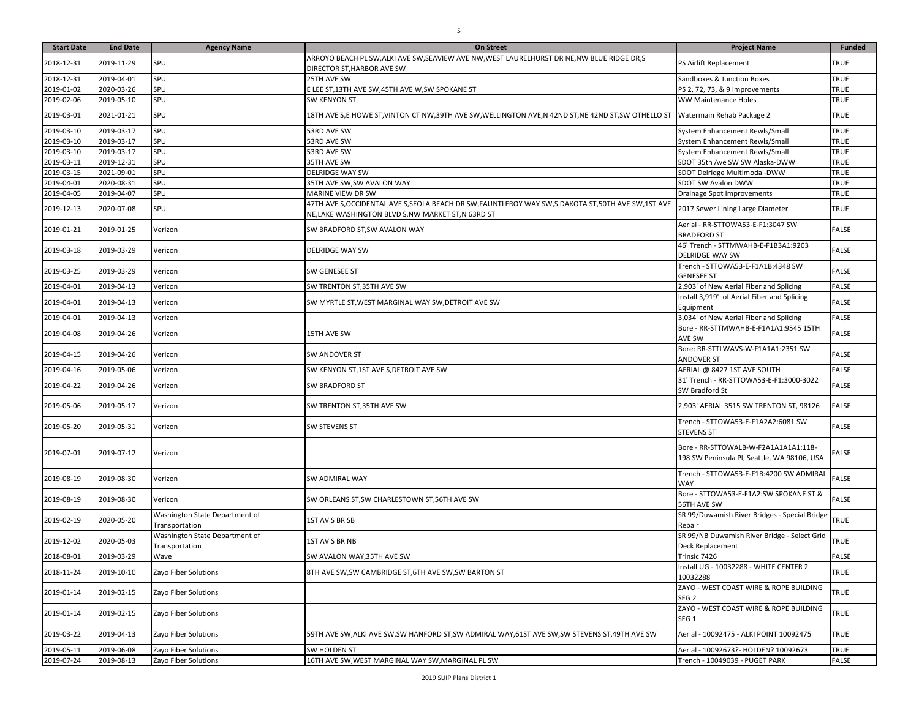| Start Date | End Date | Agency Name | On Street | Project Name | Funded |
|---|---|---|---|---|---|
| 2018-12-31 | 2019-11-29 | SPU | ARROYO BEACH PL SW,ALKI AVE SW,SEAVIEW AVE NW,WEST LAURELHURST DR NE,NW BLUE RIDGE DR,S DIRECTOR ST,HARBOR AVE SW | PS Airlift Replacement | TRUE |
| 2018-12-31 | 2019-04-01 | SPU | 25TH AVE SW | Sandboxes & Junction Boxes | TRUE |
| 2019-01-02 | 2020-03-26 | SPU | E LEE ST,13TH AVE SW,45TH AVE W,SW SPOKANE ST | PS 2, 72, 73, & 9 Improvements | TRUE |
| 2019-02-06 | 2019-05-10 | SPU | SW KENYON ST | WW Maintenance Holes | TRUE |
| 2019-03-01 | 2021-01-21 | SPU | 18TH AVE S,E HOWE ST,VINTON CT NW,39TH AVE SW,WELLINGTON AVE,N 42ND ST,NE 42ND ST,SW OTHELLO ST | Watermain Rehab Package 2 | TRUE |
| 2019-03-10 | 2019-03-17 | SPU | 53RD AVE SW | System Enhancement Rewls/Small | TRUE |
| 2019-03-10 | 2019-03-17 | SPU | 53RD AVE SW | System Enhancement Rewls/Small | TRUE |
| 2019-03-10 | 2019-03-17 | SPU | 53RD AVE SW | System Enhancement Rewls/Small | TRUE |
| 2019-03-11 | 2019-12-31 | SPU | 35TH AVE SW | SDOT 35th Ave SW SW Alaska-DWW | TRUE |
| 2019-03-15 | 2021-09-01 | SPU | DELRIDGE WAY SW | SDOT Delridge Multimodal-DWW | TRUE |
| 2019-04-01 | 2020-08-31 | SPU | 35TH AVE SW,SW AVALON WAY | SDOT SW Avalon DWW | TRUE |
| 2019-04-05 | 2019-04-07 | SPU | MARINE VIEW DR SW | Drainage Spot Improvements | TRUE |
| 2019-12-13 | 2020-07-08 | SPU | 47TH AVE S,OCCIDENTAL AVE S,SEOLA BEACH DR SW,FAUNTLEROY WAY SW,S DAKOTA ST,50TH AVE SW,1ST AVE NE,LAKE WASHINGTON BLVD S,NW MARKET ST,N 63RD ST | 2017 Sewer Lining Large Diameter | TRUE |
| 2019-01-21 | 2019-01-25 | Verizon | SW BRADFORD ST,SW AVALON WAY | Aerial - RR-STTOWA53-E-F1:3047 SW BRADFORD ST | FALSE |
| 2019-03-18 | 2019-03-29 | Verizon | DELRIDGE WAY SW | 46' Trench - STTMWAHB-E-F1B3A1:9203 DELRIDGE WAY SW | FALSE |
| 2019-03-25 | 2019-03-29 | Verizon | SW GENESEE ST | Trench - STTOWA53-E-F1A1B:4348 SW GENESEE ST | FALSE |
| 2019-04-01 | 2019-04-13 | Verizon | SW TRENTON ST,35TH AVE SW | 2,903' of New Aerial Fiber and Splicing | FALSE |
| 2019-04-01 | 2019-04-13 | Verizon | SW MYRTLE ST,WEST MARGINAL WAY SW,DETROIT AVE SW | Install 3,919' of Aerial Fiber and Splicing Equipment | FALSE |
| 2019-04-01 | 2019-04-13 | Verizon | | 3,034' of New Aerial Fiber and Splicing | FALSE |
| 2019-04-08 | 2019-04-26 | Verizon | 15TH AVE SW | Bore - RR-STTMWAHB-E-F1A1A1:9545 15TH AVE SW | FALSE |
| 2019-04-15 | 2019-04-26 | Verizon | SW ANDOVER ST | Bore: RR-STTLWAVS-W-F1A1A1:2351 SW ANDOVER ST | FALSE |
| 2019-04-16 | 2019-05-06 | Verizon | SW KENYON ST,1ST AVE S,DETROIT AVE SW | AERIAL @ 8427 1ST AVE SOUTH | FALSE |
| 2019-04-22 | 2019-04-26 | Verizon | SW BRADFORD ST | 31' Trench - RR-STTOWA53-E-F1:3000-3022 SW Bradford St | FALSE |
| 2019-05-06 | 2019-05-17 | Verizon | SW TRENTON ST,35TH AVE SW | 2,903' AERIAL 3515 SW TRENTON ST, 98126 | FALSE |
| 2019-05-20 | 2019-05-31 | Verizon | SW STEVENS ST | Trench - STTOWA53-E-F1A2A2:6081 SW STEVENS ST | FALSE |
| 2019-07-01 | 2019-07-12 | Verizon | | Bore - RR-STTOWALB-W-F2A1A1A1A1:118-198 SW Peninsula Pl, Seattle, WA 98106, USA | FALSE |
| 2019-08-19 | 2019-08-30 | Verizon | SW ADMIRAL WAY | Trench - STTOWA53-E-F1B:4200 SW ADMIRAL WAY | FALSE |
| 2019-08-19 | 2019-08-30 | Verizon | SW ORLEANS ST,SW CHARLESTOWN ST,56TH AVE SW | Bore - STTOWA53-E-F1A2:SW SPOKANE ST & 56TH AVE SW | FALSE |
| 2019-02-19 | 2020-05-20 | Washington State Department of Transportation | 1ST AV S BR SB | SR 99/Duwamish River Bridges - Special Bridge Repair | TRUE |
| 2019-12-02 | 2020-05-03 | Washington State Department of Transportation | 1ST AV S BR NB | SR 99/NB Duwamish River Bridge - Select Grid Deck Replacement | TRUE |
| 2018-08-01 | 2019-03-29 | Wave | SW AVALON WAY,35TH AVE SW | Trinsic 7426 | FALSE |
| 2018-11-24 | 2019-10-10 | Zayo Fiber Solutions | 8TH AVE SW,SW CAMBRIDGE ST,6TH AVE SW,SW BARTON ST | Install UG - 10032288 - WHITE CENTER 2 10032288 | TRUE |
| 2019-01-14 | 2019-02-15 | Zayo Fiber Solutions | | ZAYO - WEST COAST WIRE & ROPE BUILDING SEG 2 | TRUE |
| 2019-01-14 | 2019-02-15 | Zayo Fiber Solutions | | ZAYO - WEST COAST WIRE & ROPE BUILDING SEG 1 | TRUE |
| 2019-03-22 | 2019-04-13 | Zayo Fiber Solutions | 59TH AVE SW,ALKI AVE SW,SW HANFORD ST,SW ADMIRAL WAY,61ST AVE SW,SW STEVENS ST,49TH AVE SW | Aerial - 10092475 - ALKI POINT 10092475 | TRUE |
| 2019-05-11 | 2019-06-08 | Zayo Fiber Solutions | SW HOLDEN ST | Aerial - 10092673?- HOLDEN? 10092673 | TRUE |
| 2019-07-24 | 2019-08-13 | Zayo Fiber Solutions | 16TH AVE SW,WEST MARGINAL WAY SW,MARGINAL PL SW | Trench - 10049039 - PUGET PARK | FALSE |

2019 SUIP Plans District 1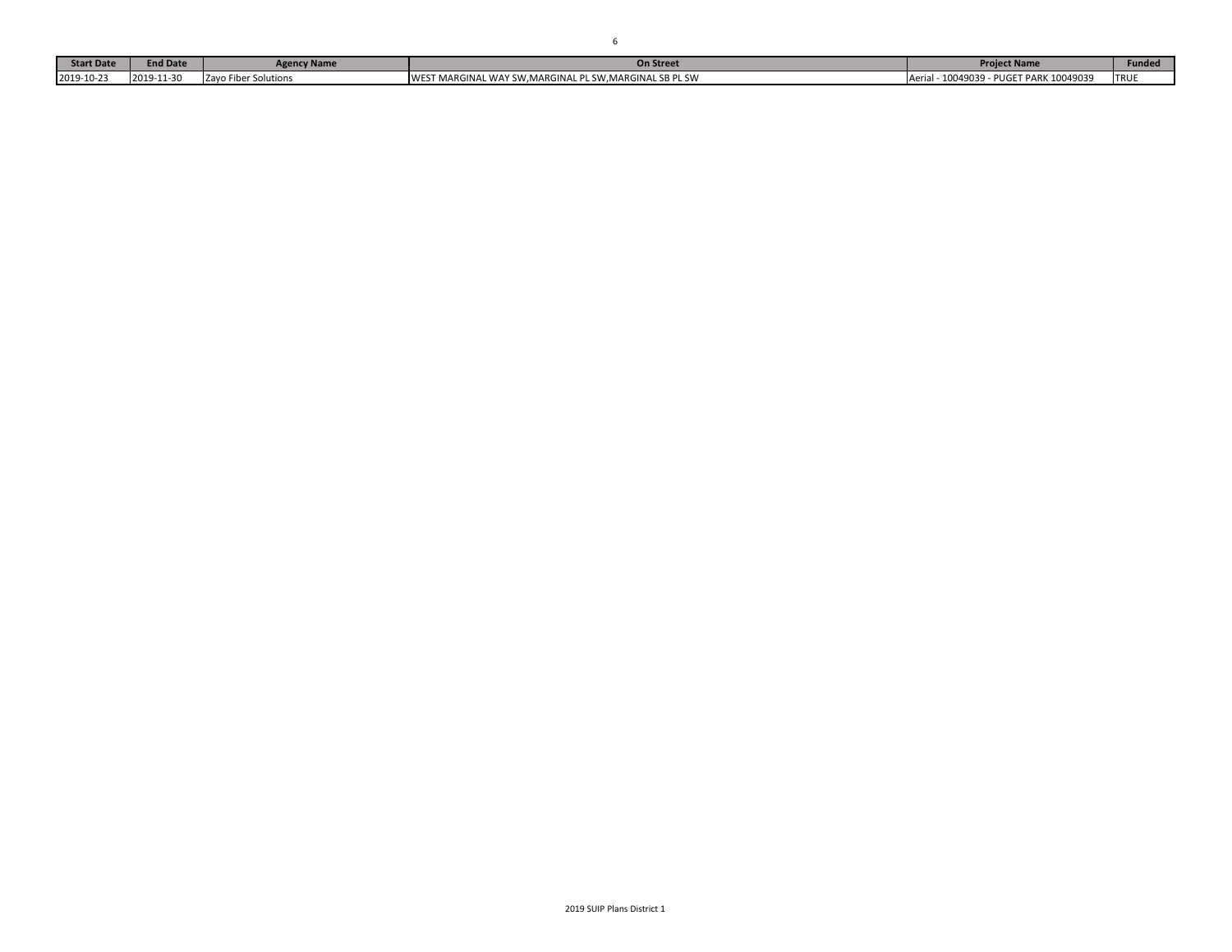| Start Date | End Date | Agency Name | On Street | Project Name | Funded |
|---|---|---|---|---|---|
| 2019-10-23 | 2019-11-30 | Zayo Fiber Solutions | WEST MARGINAL WAY SW,MARGINAL PL SW,MARGINAL SB PL SW | Aerial - 10049039 - PUGET PARK 10049039 | TRUE |